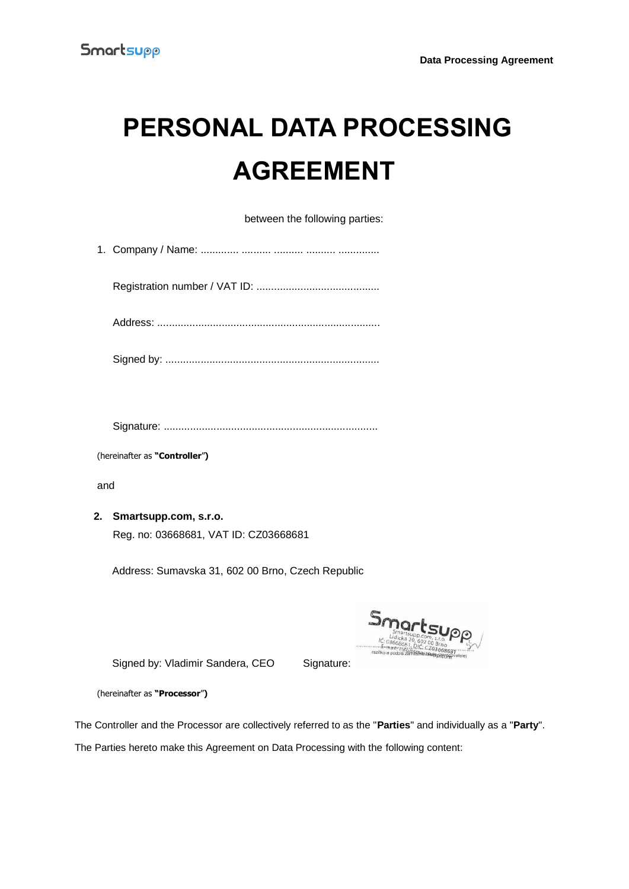# PERSONAL DATA PROCESSING AGREEMENT

between the following parties:

1. Company / Name: ............. .......... .......... .......... ..............

   Registration number / VAT ID: ..........................................

   Address: ...........................................................................

   Signed by: ........................................................................

   Signature: .........................................................................

(hereinafter as **"Controller"**)

and

2. **Smartsupp.com, s.r.o.**

   Reg. no: 03668681, VAT ID: CZ03668681

   Address: Sumavska 31, 602 00 Brno, Czech Republic

   Signed by: Vladimir Sandera, CEO Signature:

(hereinafter as **"Processor"**)

The Controller and the Processor are collectively referred to as the "**Parties**" and individually as a "**Party**".

The Parties hereto make this Agreement on Data Processing with the following content: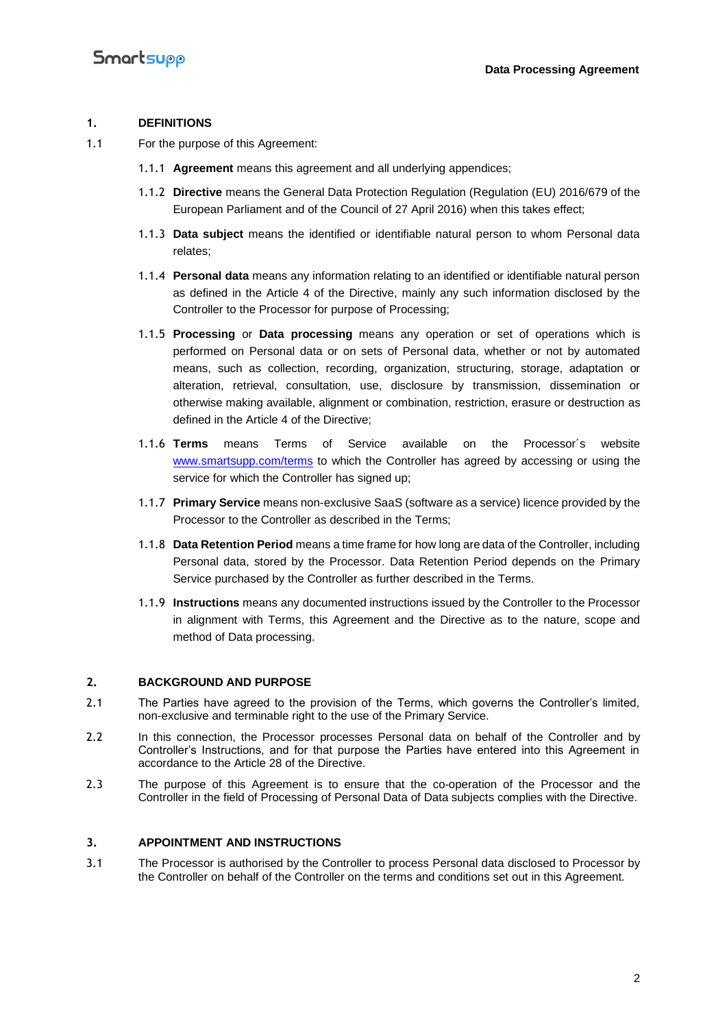## 1. DEFINITIONS

1.1 For the purpose of this Agreement:

1.1.1 **Agreement** means this agreement and all underlying appendices;

1.1.2 **Directive** means the General Data Protection Regulation (Regulation (EU) 2016/679 of the European Parliament and of the Council of 27 April 2016) when this takes effect;

1.1.3 **Data subject** means the identified or identifiable natural person to whom Personal data relates;

1.1.4 **Personal data** means any information relating to an identified or identifiable natural person as defined in the Article 4 of the Directive, mainly any such information disclosed by the Controller to the Processor for purpose of Processing;

1.1.5 **Processing** or **Data processing** means any operation or set of operations which is performed on Personal data or on sets of Personal data, whether or not by automated means, such as collection, recording, organization, structuring, storage, adaptation or alteration, retrieval, consultation, use, disclosure by transmission, dissemination or otherwise making available, alignment or combination, restriction, erasure or destruction as defined in the Article 4 of the Directive;

1.1.6 **Terms** means Terms of Service available on the Processor´s website [www.smartsupp.com/terms](www.smartsupp.com/terms) to which the Controller has agreed by accessing or using the service for which the Controller has signed up;

1.1.7 **Primary Service** means non-exclusive SaaS (software as a service) licence provided by the Processor to the Controller as described in the Terms;

1.1.8 **Data Retention Period** means a time frame for how long are data of the Controller, including Personal data, stored by the Processor. Data Retention Period depends on the Primary Service purchased by the Controller as further described in the Terms.

1.1.9 **Instructions** means any documented instructions issued by the Controller to the Processor in alignment with Terms, this Agreement and the Directive as to the nature, scope and method of Data processing.

## 2. BACKGROUND AND PURPOSE

2.1 The Parties have agreed to the provision of the Terms, which governs the Controller's limited, non-exclusive and terminable right to the use of the Primary Service.

2.2 In this connection, the Processor processes Personal data on behalf of the Controller and by Controller's Instructions, and for that purpose the Parties have entered into this Agreement in accordance to the Article 28 of the Directive.

2.3 The purpose of this Agreement is to ensure that the co-operation of the Processor and the Controller in the field of Processing of Personal Data of Data subjects complies with the Directive.

## 3. APPOINTMENT AND INSTRUCTIONS

3.1 The Processor is authorised by the Controller to process Personal data disclosed to Processor by the Controller on behalf of the Controller on the terms and conditions set out in this Agreement.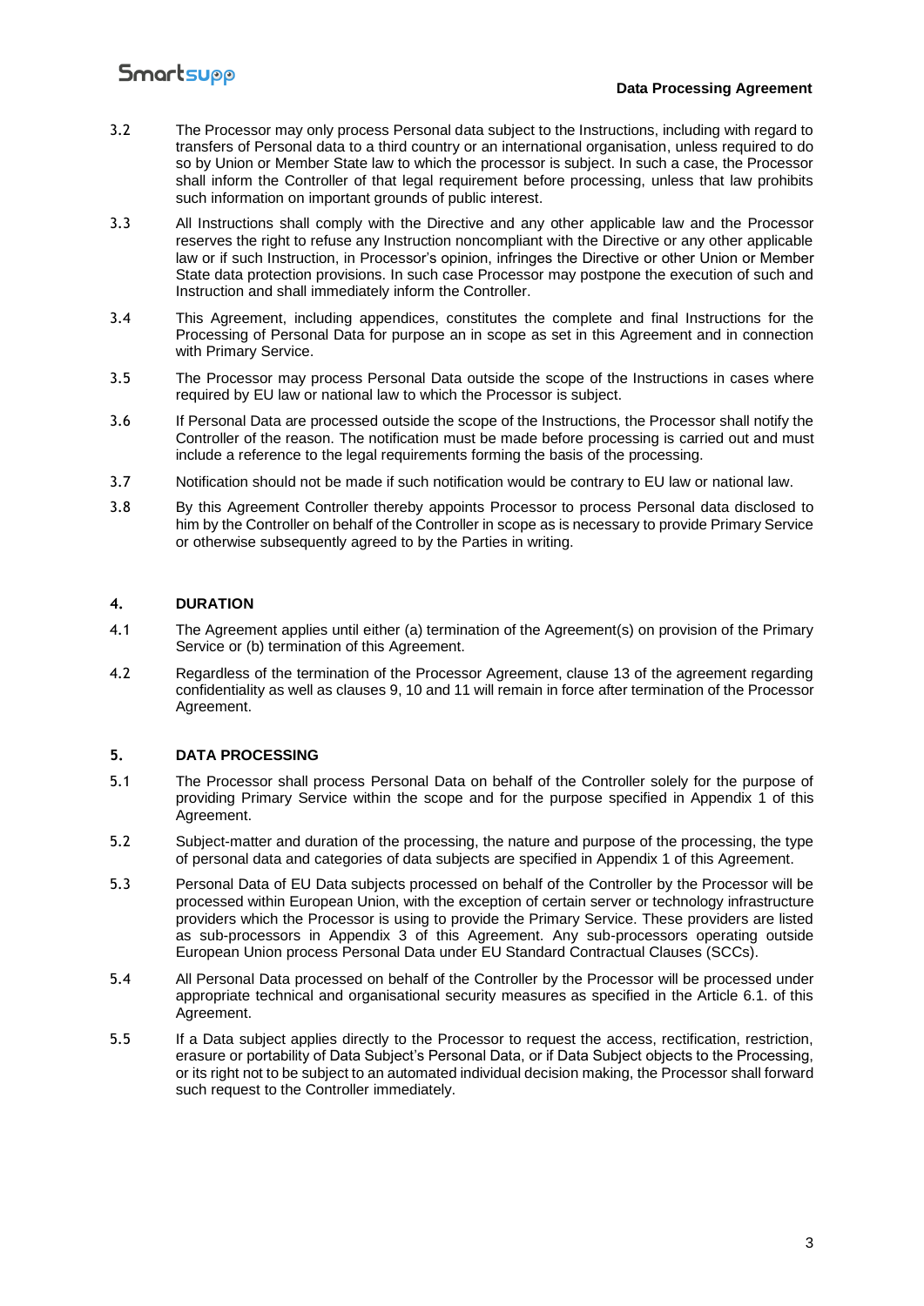3.2 The Processor may only process Personal data subject to the Instructions, including with regard to transfers of Personal data to a third country or an international organisation, unless required to do so by Union or Member State law to which the processor is subject. In such a case, the Processor shall inform the Controller of that legal requirement before processing, unless that law prohibits such information on important grounds of public interest.

3.3 All Instructions shall comply with the Directive and any other applicable law and the Processor reserves the right to refuse any Instruction noncompliant with the Directive or any other applicable law or if such Instruction, in Processor's opinion, infringes the Directive or other Union or Member State data protection provisions. In such case Processor may postpone the execution of such and Instruction and shall immediately inform the Controller.

3.4 This Agreement, including appendices, constitutes the complete and final Instructions for the Processing of Personal Data for purpose an in scope as set in this Agreement and in connection with Primary Service.

3.5 The Processor may process Personal Data outside the scope of the Instructions in cases where required by EU law or national law to which the Processor is subject.

3.6 If Personal Data are processed outside the scope of the Instructions, the Processor shall notify the Controller of the reason. The notification must be made before processing is carried out and must include a reference to the legal requirements forming the basis of the processing.

3.7 Notification should not be made if such notification would be contrary to EU law or national law.

3.8 By this Agreement Controller thereby appoints Processor to process Personal data disclosed to him by the Controller on behalf of the Controller in scope as is necessary to provide Primary Service or otherwise subsequently agreed to by the Parties in writing.

## 4. DURATION

4.1 The Agreement applies until either (a) termination of the Agreement(s) on provision of the Primary Service or (b) termination of this Agreement.

4.2 Regardless of the termination of the Processor Agreement, clause 13 of the agreement regarding confidentiality as well as clauses 9, 10 and 11 will remain in force after termination of the Processor Agreement.

## 5. DATA PROCESSING

5.1 The Processor shall process Personal Data on behalf of the Controller solely for the purpose of providing Primary Service within the scope and for the purpose specified in Appendix 1 of this Agreement.

5.2 Subject-matter and duration of the processing, the nature and purpose of the processing, the type of personal data and categories of data subjects are specified in Appendix 1 of this Agreement.

5.3 Personal Data of EU Data subjects processed on behalf of the Controller by the Processor will be processed within European Union, with the exception of certain server or technology infrastructure providers which the Processor is using to provide the Primary Service. These providers are listed as sub-processors in Appendix 3 of this Agreement. Any sub-processors operating outside European Union process Personal Data under EU Standard Contractual Clauses (SCCs).

5.4 All Personal Data processed on behalf of the Controller by the Processor will be processed under appropriate technical and organisational security measures as specified in the Article 6.1. of this Agreement.

5.5 If a Data subject applies directly to the Processor to request the access, rectification, restriction, erasure or portability of Data Subject's Personal Data, or if Data Subject objects to the Processing, or its right not to be subject to an automated individual decision making, the Processor shall forward such request to the Controller immediately.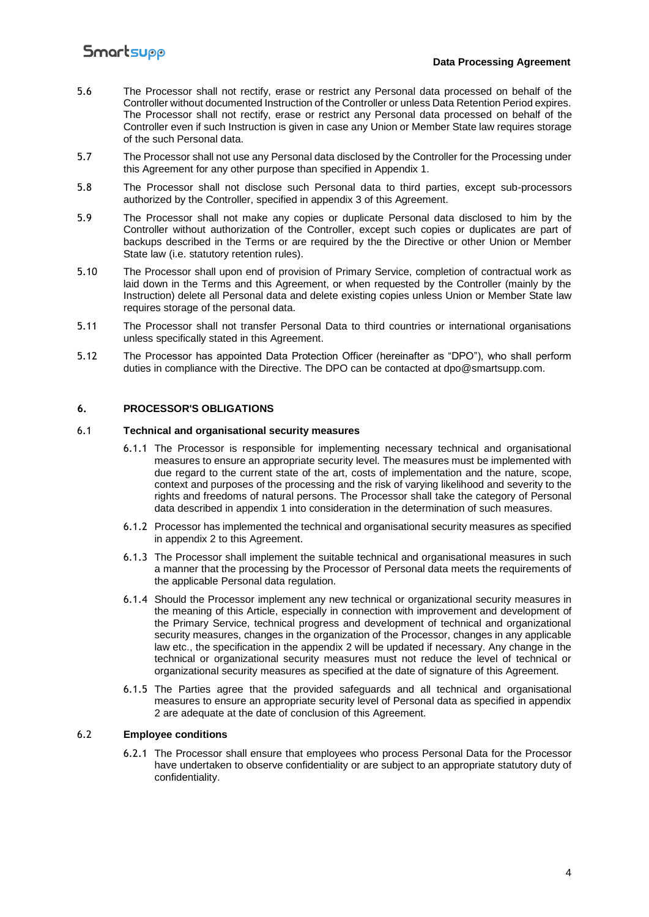5.6 The Processor shall not rectify, erase or restrict any Personal data processed on behalf of the Controller without documented Instruction of the Controller or unless Data Retention Period expires. The Processor shall not rectify, erase or restrict any Personal data processed on behalf of the Controller even if such Instruction is given in case any Union or Member State law requires storage of the such Personal data.

5.7 The Processor shall not use any Personal data disclosed by the Controller for the Processing under this Agreement for any other purpose than specified in Appendix 1.

5.8 The Processor shall not disclose such Personal data to third parties, except sub-processors authorized by the Controller, specified in appendix 3 of this Agreement.

5.9 The Processor shall not make any copies or duplicate Personal data disclosed to him by the Controller without authorization of the Controller, except such copies or duplicates are part of backups described in the Terms or are required by the the Directive or other Union or Member State law (i.e. statutory retention rules).

5.10 The Processor shall upon end of provision of Primary Service, completion of contractual work as laid down in the Terms and this Agreement, or when requested by the Controller (mainly by the Instruction) delete all Personal data and delete existing copies unless Union or Member State law requires storage of the personal data.

5.11 The Processor shall not transfer Personal Data to third countries or international organisations unless specifically stated in this Agreement.

5.12 The Processor has appointed Data Protection Officer (hereinafter as "DPO"), who shall perform duties in compliance with the Directive. The DPO can be contacted at dpo@smartsupp.com.

## 6. PROCESSOR'S OBLIGATIONS

### 6.1 Technical and organisational security measures

6.1.1 The Processor is responsible for implementing necessary technical and organisational measures to ensure an appropriate security level. The measures must be implemented with due regard to the current state of the art, costs of implementation and the nature, scope, context and purposes of the processing and the risk of varying likelihood and severity to the rights and freedoms of natural persons. The Processor shall take the category of Personal data described in appendix 1 into consideration in the determination of such measures.

6.1.2 Processor has implemented the technical and organisational security measures as specified in appendix 2 to this Agreement.

6.1.3 The Processor shall implement the suitable technical and organisational measures in such a manner that the processing by the Processor of Personal data meets the requirements of the applicable Personal data regulation.

6.1.4 Should the Processor implement any new technical or organizational security measures in the meaning of this Article, especially in connection with improvement and development of the Primary Service, technical progress and development of technical and organizational security measures, changes in the organization of the Processor, changes in any applicable law etc., the specification in the appendix 2 will be updated if necessary. Any change in the technical or organizational security measures must not reduce the level of technical or organizational security measures as specified at the date of signature of this Agreement.

6.1.5 The Parties agree that the provided safeguards and all technical and organisational measures to ensure an appropriate security level of Personal data as specified in appendix 2 are adequate at the date of conclusion of this Agreement.

### 6.2 Employee conditions

6.2.1 The Processor shall ensure that employees who process Personal Data for the Processor have undertaken to observe confidentiality or are subject to an appropriate statutory duty of confidentiality.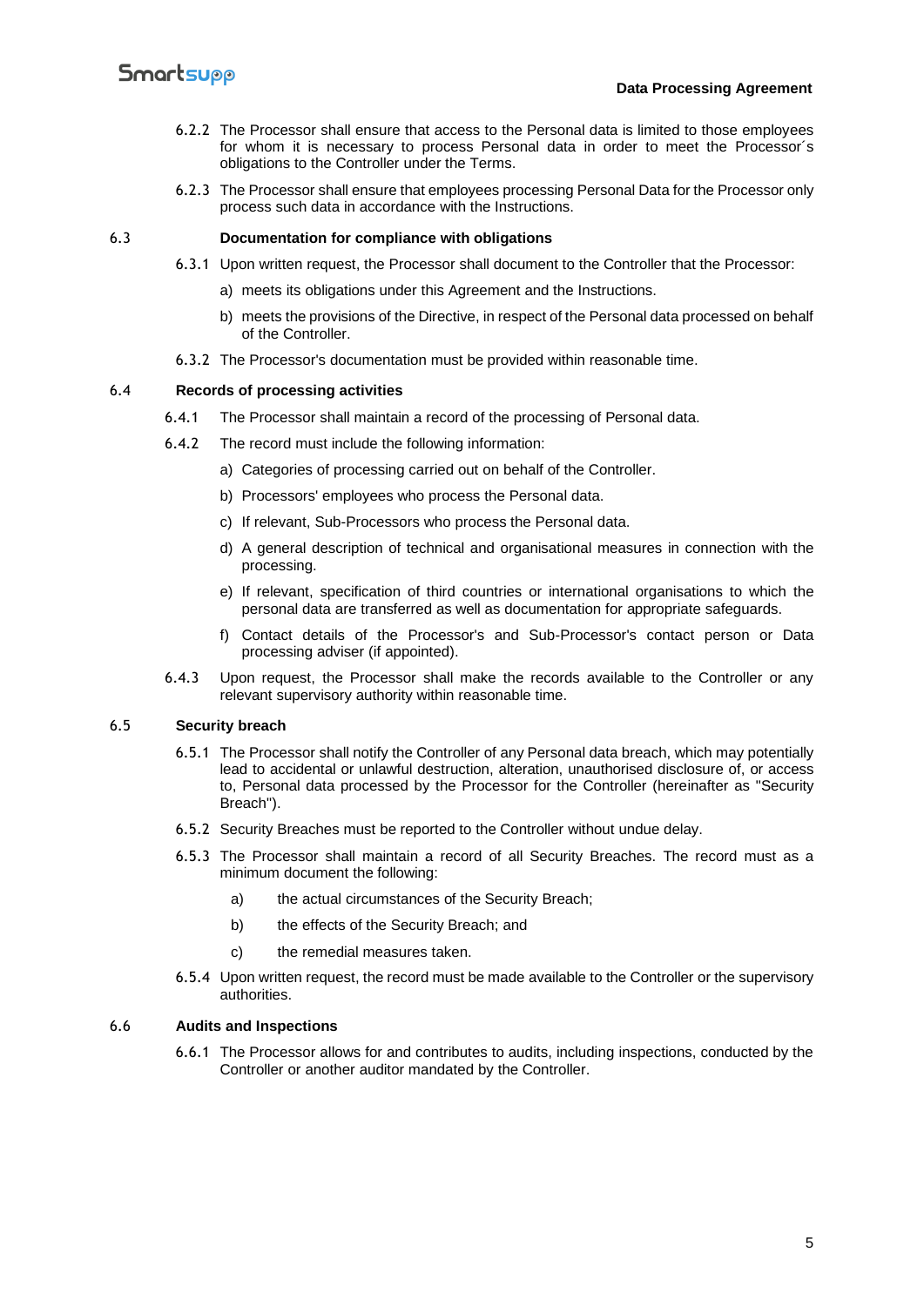6.2.2 The Processor shall ensure that access to the Personal data is limited to those employees for whom it is necessary to process Personal data in order to meet the Processor´s obligations to the Controller under the Terms.

6.2.3 The Processor shall ensure that employees processing Personal Data for the Processor only process such data in accordance with the Instructions.

### 6.3 Documentation for compliance with obligations

6.3.1 Upon written request, the Processor shall document to the Controller that the Processor:

a) meets its obligations under this Agreement and the Instructions.

b) meets the provisions of the Directive, in respect of the Personal data processed on behalf of the Controller.

6.3.2 The Processor's documentation must be provided within reasonable time.

### 6.4 Records of processing activities

6.4.1 The Processor shall maintain a record of the processing of Personal data.

6.4.2 The record must include the following information:

a) Categories of processing carried out on behalf of the Controller.

b) Processors' employees who process the Personal data.

c) If relevant, Sub-Processors who process the Personal data.

d) A general description of technical and organisational measures in connection with the processing.

e) If relevant, specification of third countries or international organisations to which the personal data are transferred as well as documentation for appropriate safeguards.

f) Contact details of the Processor's and Sub-Processor's contact person or Data processing adviser (if appointed).

6.4.3 Upon request, the Processor shall make the records available to the Controller or any relevant supervisory authority within reasonable time.

### 6.5 Security breach

6.5.1 The Processor shall notify the Controller of any Personal data breach, which may potentially lead to accidental or unlawful destruction, alteration, unauthorised disclosure of, or access to, Personal data processed by the Processor for the Controller (hereinafter as "Security Breach").

6.5.2 Security Breaches must be reported to the Controller without undue delay.

6.5.3 The Processor shall maintain a record of all Security Breaches. The record must as a minimum document the following:

a) the actual circumstances of the Security Breach;

b) the effects of the Security Breach; and

c) the remedial measures taken.

6.5.4 Upon written request, the record must be made available to the Controller or the supervisory authorities.

### 6.6 Audits and Inspections

6.6.1 The Processor allows for and contributes to audits, including inspections, conducted by the Controller or another auditor mandated by the Controller.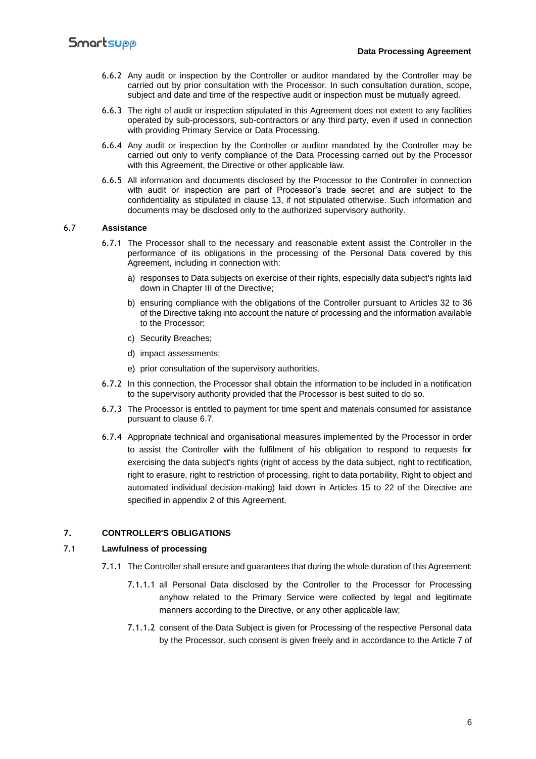6.6.2 Any audit or inspection by the Controller or auditor mandated by the Controller may be carried out by prior consultation with the Processor. In such consultation duration, scope, subject and date and time of the respective audit or inspection must be mutually agreed.

6.6.3 The right of audit or inspection stipulated in this Agreement does not extent to any facilities operated by sub-processors, sub-contractors or any third party, even if used in connection with providing Primary Service or Data Processing.

6.6.4 Any audit or inspection by the Controller or auditor mandated by the Controller may be carried out only to verify compliance of the Data Processing carried out by the Processor with this Agreement, the Directive or other applicable law.

6.6.5 All information and documents disclosed by the Processor to the Controller in connection with audit or inspection are part of Processor's trade secret and are subject to the confidentiality as stipulated in clause 13, if not stipulated otherwise. Such information and documents may be disclosed only to the authorized supervisory authority.

### 6.7 Assistance

6.7.1 The Processor shall to the necessary and reasonable extent assist the Controller in the performance of its obligations in the processing of the Personal Data covered by this Agreement, including in connection with:

a) responses to Data subjects on exercise of their rights, especially data subject's rights laid down in Chapter III of the Directive;

b) ensuring compliance with the obligations of the Controller pursuant to Articles 32 to 36 of the Directive taking into account the nature of processing and the information available to the Processor;

c) Security Breaches;

d) impact assessments;

e) prior consultation of the supervisory authorities,

6.7.2 In this connection, the Processor shall obtain the information to be included in a notification to the supervisory authority provided that the Processor is best suited to do so.

6.7.3 The Processor is entitled to payment for time spent and materials consumed for assistance pursuant to clause 6.7.

6.7.4 Appropriate technical and organisational measures implemented by the Processor in order to assist the Controller with the fulfilment of his obligation to respond to requests for exercising the data subject's rights (right of access by the data subject, right to rectification, right to erasure, right to restriction of processing, right to data portability, Right to object and automated individual decision-making) laid down in Articles 15 to 22 of the Directive are specified in appendix 2 of this Agreement.

## 7. CONTROLLER'S OBLIGATIONS

### 7.1 Lawfulness of processing

7.1.1 The Controller shall ensure and guarantees that during the whole duration of this Agreement:

7.1.1.1 all Personal Data disclosed by the Controller to the Processor for Processing anyhow related to the Primary Service were collected by legal and legitimate manners according to the Directive, or any other applicable law;

7.1.1.2 consent of the Data Subject is given for Processing of the respective Personal data by the Processor, such consent is given freely and in accordance to the Article 7 of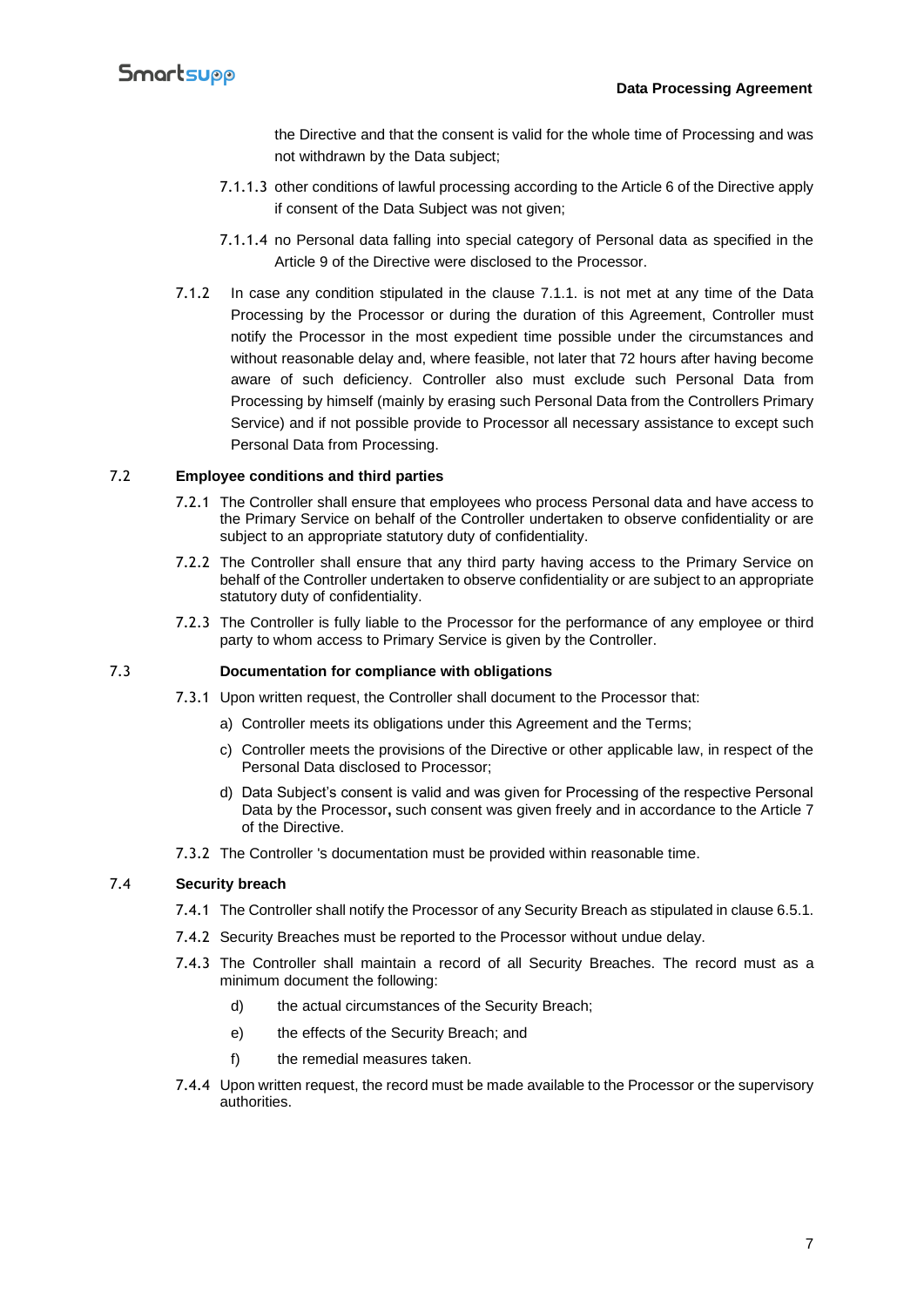the Directive and that the consent is valid for the whole time of Processing and was not withdrawn by the Data subject;

7.1.1.3 other conditions of lawful processing according to the Article 6 of the Directive apply if consent of the Data Subject was not given;

7.1.1.4 no Personal data falling into special category of Personal data as specified in the Article 9 of the Directive were disclosed to the Processor.

7.1.2 In case any condition stipulated in the clause 7.1.1. is not met at any time of the Data Processing by the Processor or during the duration of this Agreement, Controller must notify the Processor in the most expedient time possible under the circumstances and without reasonable delay and, where feasible, not later that 72 hours after having become aware of such deficiency. Controller also must exclude such Personal Data from Processing by himself (mainly by erasing such Personal Data from the Controllers Primary Service) and if not possible provide to Processor all necessary assistance to except such Personal Data from Processing.

## 7.2 Employee conditions and third parties

7.2.1 The Controller shall ensure that employees who process Personal data and have access to the Primary Service on behalf of the Controller undertaken to observe confidentiality or are subject to an appropriate statutory duty of confidentiality.

7.2.2 The Controller shall ensure that any third party having access to the Primary Service on behalf of the Controller undertaken to observe confidentiality or are subject to an appropriate statutory duty of confidentiality.

7.2.3 The Controller is fully liable to the Processor for the performance of any employee or third party to whom access to Primary Service is given by the Controller.

## 7.3 Documentation for compliance with obligations

7.3.1 Upon written request, the Controller shall document to the Processor that:

a) Controller meets its obligations under this Agreement and the Terms;

c) Controller meets the provisions of the Directive or other applicable law, in respect of the Personal Data disclosed to Processor;

d) Data Subject's consent is valid and was given for Processing of the respective Personal Data by the Processor**,** such consent was given freely and in accordance to the Article 7 of the Directive.

7.3.2 The Controller 's documentation must be provided within reasonable time.

## 7.4 Security breach

7.4.1 The Controller shall notify the Processor of any Security Breach as stipulated in clause 6.5.1.

7.4.2 Security Breaches must be reported to the Processor without undue delay.

7.4.3 The Controller shall maintain a record of all Security Breaches. The record must as a minimum document the following:

d) the actual circumstances of the Security Breach;

e) the effects of the Security Breach; and

f) the remedial measures taken.

7.4.4 Upon written request, the record must be made available to the Processor or the supervisory authorities.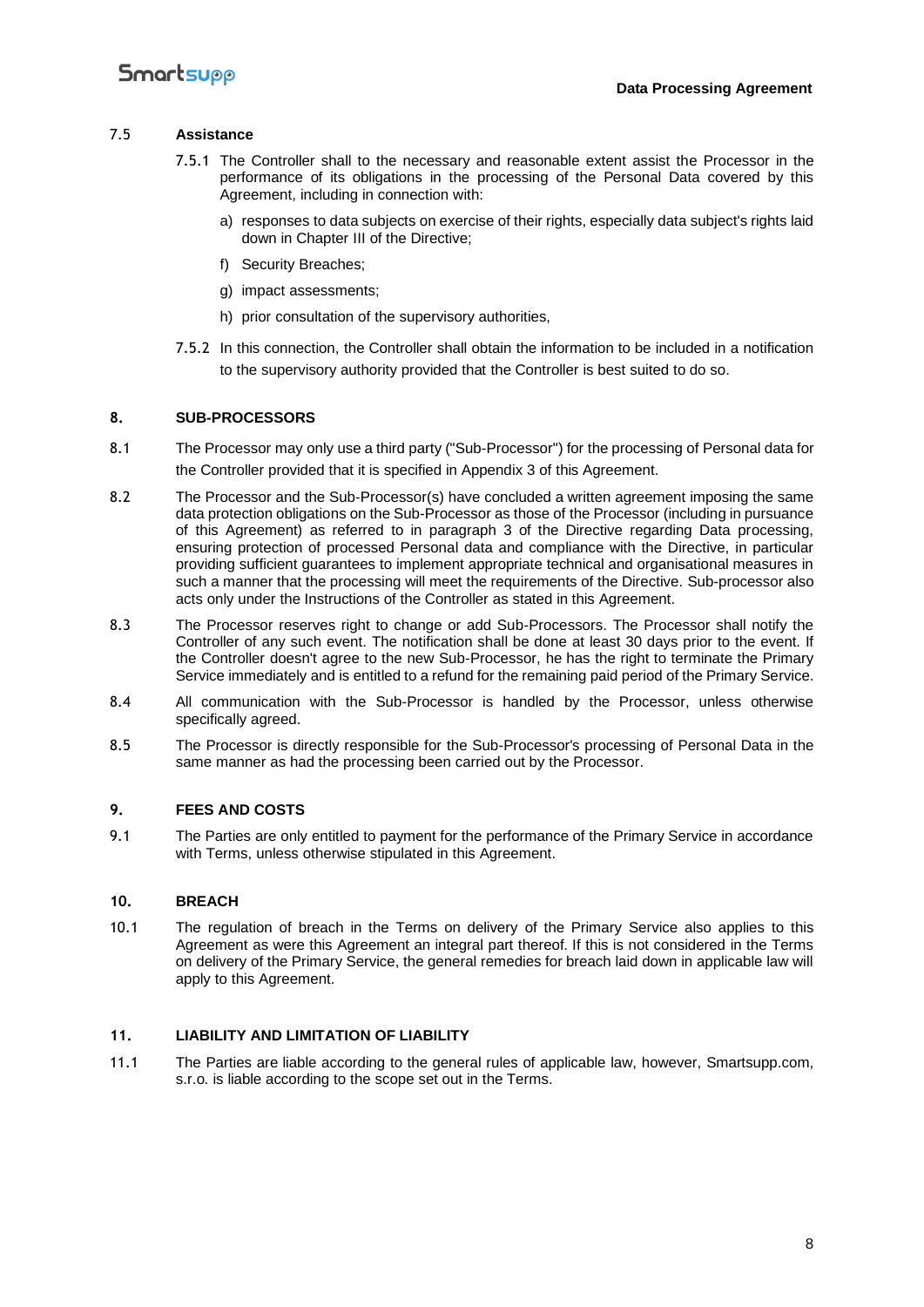### 7.5 Assistance

7.5.1 The Controller shall to the necessary and reasonable extent assist the Processor in the performance of its obligations in the processing of the Personal Data covered by this Agreement, including in connection with:

a) responses to data subjects on exercise of their rights, especially data subject's rights laid down in Chapter III of the Directive;

f) Security Breaches;

g) impact assessments;

h) prior consultation of the supervisory authorities,

7.5.2 In this connection, the Controller shall obtain the information to be included in a notification to the supervisory authority provided that the Controller is best suited to do so.

## 8. SUB-PROCESSORS

8.1 The Processor may only use a third party ("Sub-Processor") for the processing of Personal data for the Controller provided that it is specified in Appendix 3 of this Agreement.

8.2 The Processor and the Sub-Processor(s) have concluded a written agreement imposing the same data protection obligations on the Sub-Processor as those of the Processor (including in pursuance of this Agreement) as referred to in paragraph 3 of the Directive regarding Data processing, ensuring protection of processed Personal data and compliance with the Directive, in particular providing sufficient guarantees to implement appropriate technical and organisational measures in such a manner that the processing will meet the requirements of the Directive. Sub-processor also acts only under the Instructions of the Controller as stated in this Agreement.

8.3 The Processor reserves right to change or add Sub-Processors. The Processor shall notify the Controller of any such event. The notification shall be done at least 30 days prior to the event. If the Controller doesn't agree to the new Sub-Processor, he has the right to terminate the Primary Service immediately and is entitled to a refund for the remaining paid period of the Primary Service.

8.4 All communication with the Sub-Processor is handled by the Processor, unless otherwise specifically agreed.

8.5 The Processor is directly responsible for the Sub-Processor's processing of Personal Data in the same manner as had the processing been carried out by the Processor.

## 9. FEES AND COSTS

9.1 The Parties are only entitled to payment for the performance of the Primary Service in accordance with Terms, unless otherwise stipulated in this Agreement.

## 10. BREACH

10.1 The regulation of breach in the Terms on delivery of the Primary Service also applies to this Agreement as were this Agreement an integral part thereof. If this is not considered in the Terms on delivery of the Primary Service, the general remedies for breach laid down in applicable law will apply to this Agreement.

## 11. LIABILITY AND LIMITATION OF LIABILITY

11.1 The Parties are liable according to the general rules of applicable law, however, Smartsupp.com, s.r.o. is liable according to the scope set out in the Terms.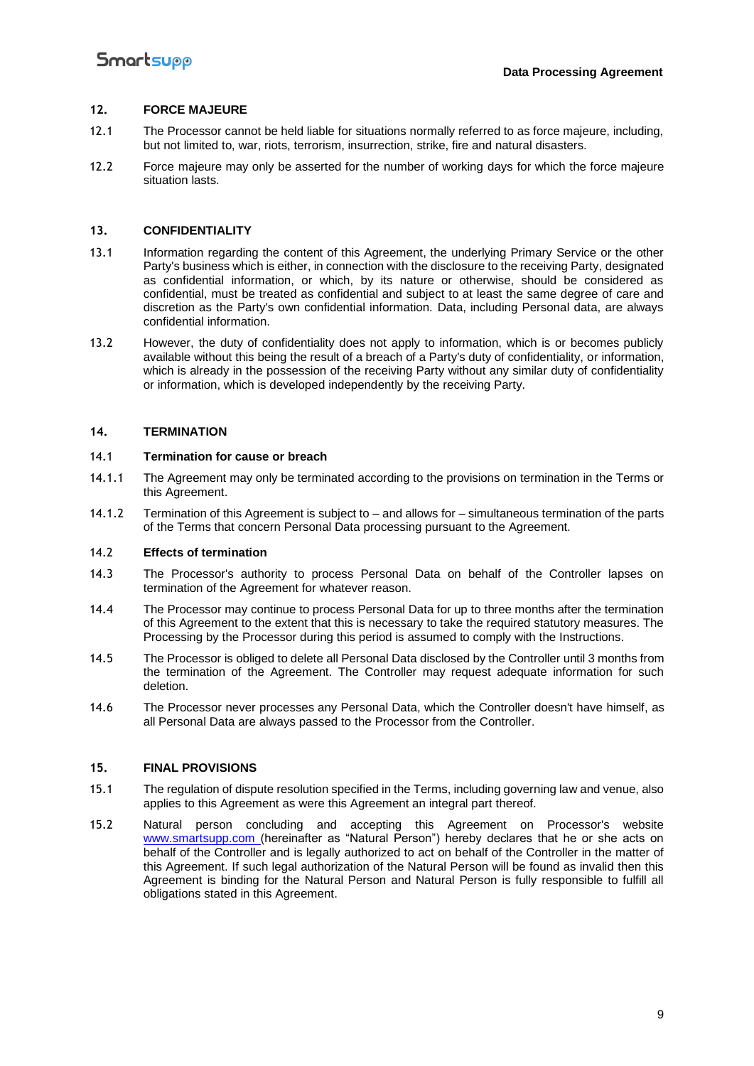## 12. FORCE MAJEURE

12.1 The Processor cannot be held liable for situations normally referred to as force majeure, including, but not limited to, war, riots, terrorism, insurrection, strike, fire and natural disasters.

12.2 Force majeure may only be asserted for the number of working days for which the force majeure situation lasts.

## 13. CONFIDENTIALITY

13.1 Information regarding the content of this Agreement, the underlying Primary Service or the other Party's business which is either, in connection with the disclosure to the receiving Party, designated as confidential information, or which, by its nature or otherwise, should be considered as confidential, must be treated as confidential and subject to at least the same degree of care and discretion as the Party's own confidential information. Data, including Personal data, are always confidential information.

13.2 However, the duty of confidentiality does not apply to information, which is or becomes publicly available without this being the result of a breach of a Party's duty of confidentiality, or information, which is already in the possession of the receiving Party without any similar duty of confidentiality or information, which is developed independently by the receiving Party.

## 14. TERMINATION

### 14.1 Termination for cause or breach

14.1.1 The Agreement may only be terminated according to the provisions on termination in the Terms or this Agreement.

14.1.2 Termination of this Agreement is subject to – and allows for – simultaneous termination of the parts of the Terms that concern Personal Data processing pursuant to the Agreement.

### 14.2 Effects of termination

14.3 The Processor's authority to process Personal Data on behalf of the Controller lapses on termination of the Agreement for whatever reason.

14.4 The Processor may continue to process Personal Data for up to three months after the termination of this Agreement to the extent that this is necessary to take the required statutory measures. The Processing by the Processor during this period is assumed to comply with the Instructions.

14.5 The Processor is obliged to delete all Personal Data disclosed by the Controller until 3 months from the termination of the Agreement. The Controller may request adequate information for such deletion.

14.6 The Processor never processes any Personal Data, which the Controller doesn't have himself, as all Personal Data are always passed to the Processor from the Controller.

## 15. FINAL PROVISIONS

15.1 The regulation of dispute resolution specified in the Terms, including governing law and venue, also applies to this Agreement as were this Agreement an integral part thereof.

15.2 Natural person concluding and accepting this Agreement on Processor's website www.smartsupp.com (hereinafter as "Natural Person") hereby declares that he or she acts on behalf of the Controller and is legally authorized to act on behalf of the Controller in the matter of this Agreement. If such legal authorization of the Natural Person will be found as invalid then this Agreement is binding for the Natural Person and Natural Person is fully responsible to fulfill all obligations stated in this Agreement.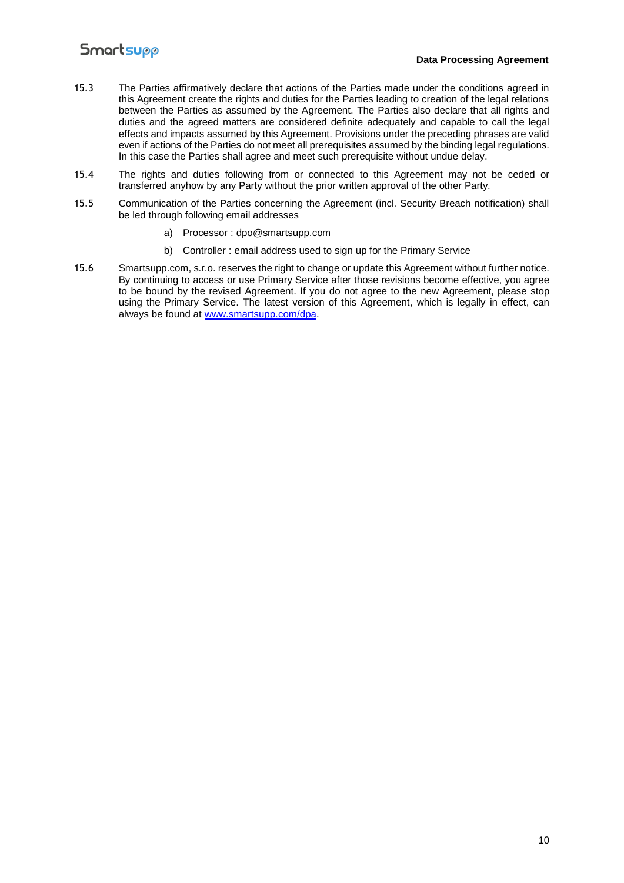15.3 The Parties affirmatively declare that actions of the Parties made under the conditions agreed in this Agreement create the rights and duties for the Parties leading to creation of the legal relations between the Parties as assumed by the Agreement. The Parties also declare that all rights and duties and the agreed matters are considered definite adequately and capable to call the legal effects and impacts assumed by this Agreement. Provisions under the preceding phrases are valid even if actions of the Parties do not meet all prerequisites assumed by the binding legal regulations. In this case the Parties shall agree and meet such prerequisite without undue delay.

15.4 The rights and duties following from or connected to this Agreement may not be ceded or transferred anyhow by any Party without the prior written approval of the other Party.

15.5 Communication of the Parties concerning the Agreement (incl. Security Breach notification) shall be led through following email addresses

a) Processor : dpo@smartsupp.com

b) Controller : email address used to sign up for the Primary Service

15.6 Smartsupp.com, s.r.o. reserves the right to change or update this Agreement without further notice. By continuing to access or use Primary Service after those revisions become effective, you agree to be bound by the revised Agreement. If you do not agree to the new Agreement, please stop using the Primary Service. The latest version of this Agreement, which is legally in effect, can always be found at [www.smartsupp.com/dpa](http://www.smartsupp.com/dpa).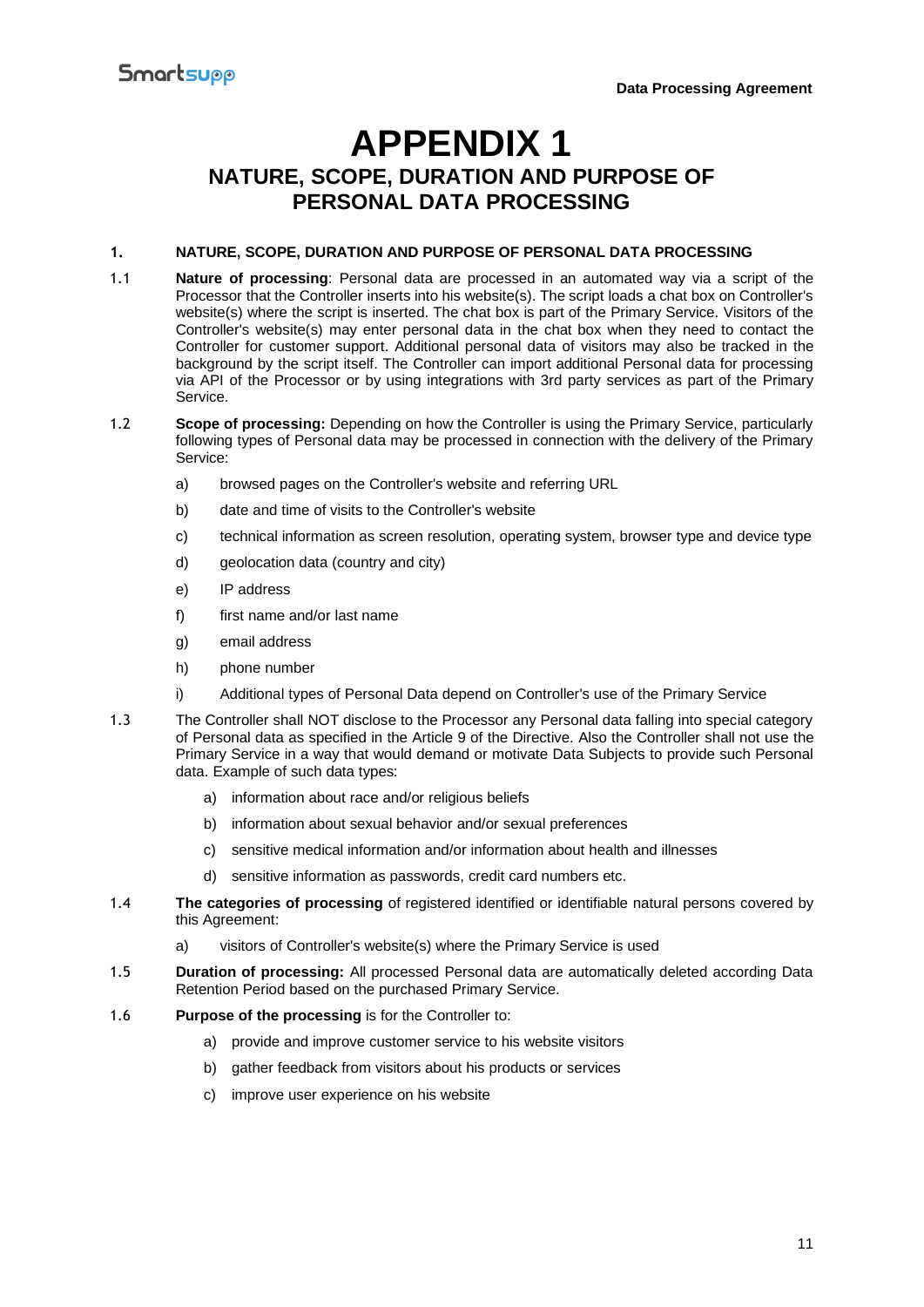# APPENDIX 1

## NATURE, SCOPE, DURATION AND PURPOSE OF PERSONAL DATA PROCESSING

### 1. NATURE, SCOPE, DURATION AND PURPOSE OF PERSONAL DATA PROCESSING

1.1 **Nature of processing**: Personal data are processed in an automated way via a script of the Processor that the Controller inserts into his website(s). The script loads a chat box on Controller's website(s) where the script is inserted. The chat box is part of the Primary Service. Visitors of the Controller's website(s) may enter personal data in the chat box when they need to contact the Controller for customer support. Additional personal data of visitors may also be tracked in the background by the script itself. The Controller can import additional Personal data for processing via API of the Processor or by using integrations with 3rd party services as part of the Primary Service.

1.2 **Scope of processing:** Depending on how the Controller is using the Primary Service, particularly following types of Personal data may be processed in connection with the delivery of the Primary Service:

a) browsed pages on the Controller's website and referring URL

b) date and time of visits to the Controller's website

c) technical information as screen resolution, operating system, browser type and device type

d) geolocation data (country and city)

e) IP address

f) first name and/or last name

g) email address

h) phone number

i) Additional types of Personal Data depend on Controller's use of the Primary Service

1.3 The Controller shall NOT disclose to the Processor any Personal data falling into special category of Personal data as specified in the Article 9 of the Directive. Also the Controller shall not use the Primary Service in a way that would demand or motivate Data Subjects to provide such Personal data. Example of such data types:

a) information about race and/or religious beliefs

b) information about sexual behavior and/or sexual preferences

c) sensitive medical information and/or information about health and illnesses

d) sensitive information as passwords, credit card numbers etc.

1.4 **The categories of processing** of registered identified or identifiable natural persons covered by this Agreement:

a) visitors of Controller's website(s) where the Primary Service is used

1.5 **Duration of processing:** All processed Personal data are automatically deleted according Data Retention Period based on the purchased Primary Service.

1.6 **Purpose of the processing** is for the Controller to:

a) provide and improve customer service to his website visitors

b) gather feedback from visitors about his products or services

c) improve user experience on his website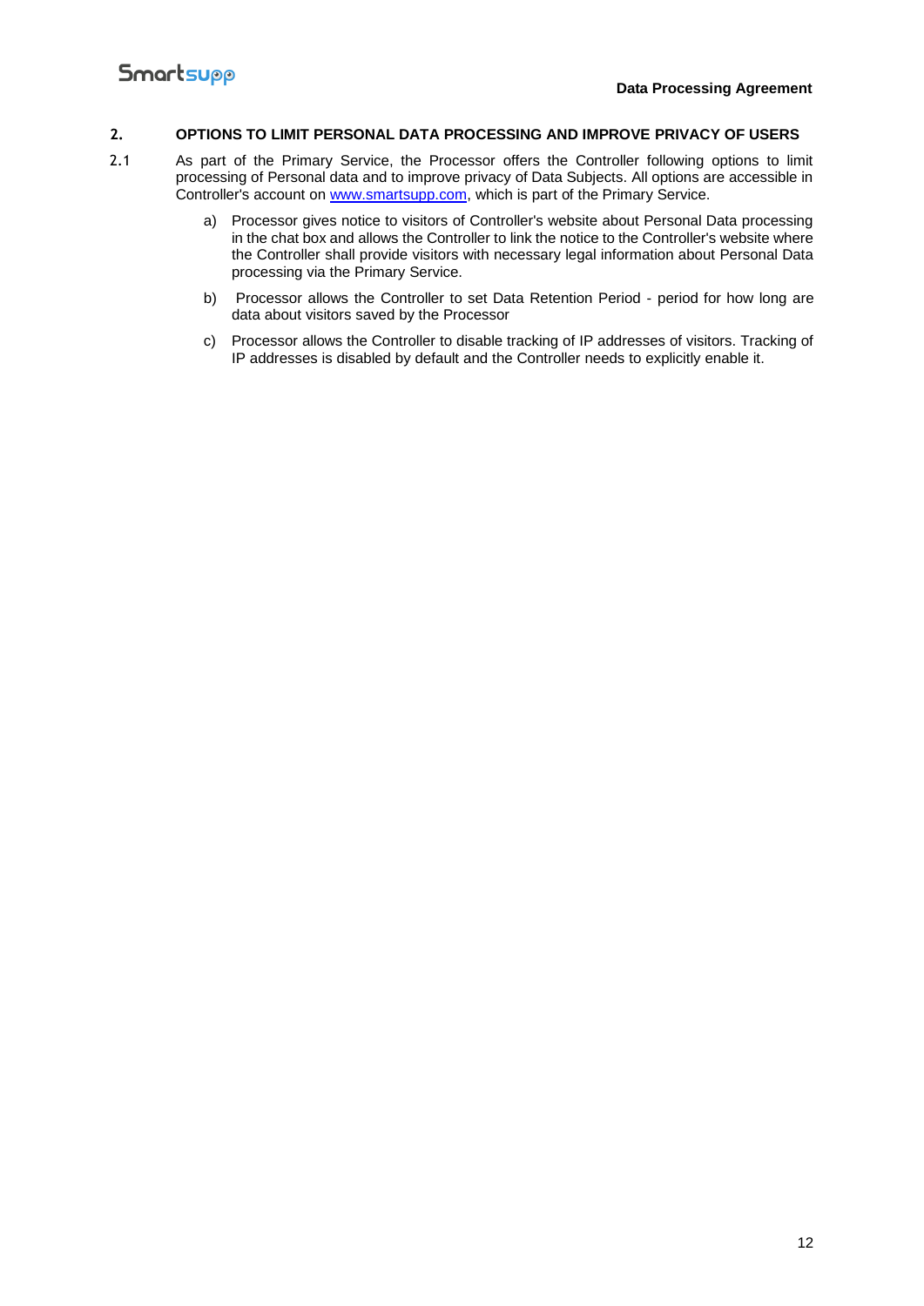## 2. OPTIONS TO LIMIT PERSONAL DATA PROCESSING AND IMPROVE PRIVACY OF USERS

2.1 As part of the Primary Service, the Processor offers the Controller following options to limit processing of Personal data and to improve privacy of Data Subjects. All options are accessible in Controller's account on www.smartsupp.com, which is part of the Primary Service.

a) Processor gives notice to visitors of Controller's website about Personal Data processing in the chat box and allows the Controller to link the notice to the Controller's website where the Controller shall provide visitors with necessary legal information about Personal Data processing via the Primary Service.

b) Processor allows the Controller to set Data Retention Period - period for how long are data about visitors saved by the Processor

c) Processor allows the Controller to disable tracking of IP addresses of visitors. Tracking of IP addresses is disabled by default and the Controller needs to explicitly enable it.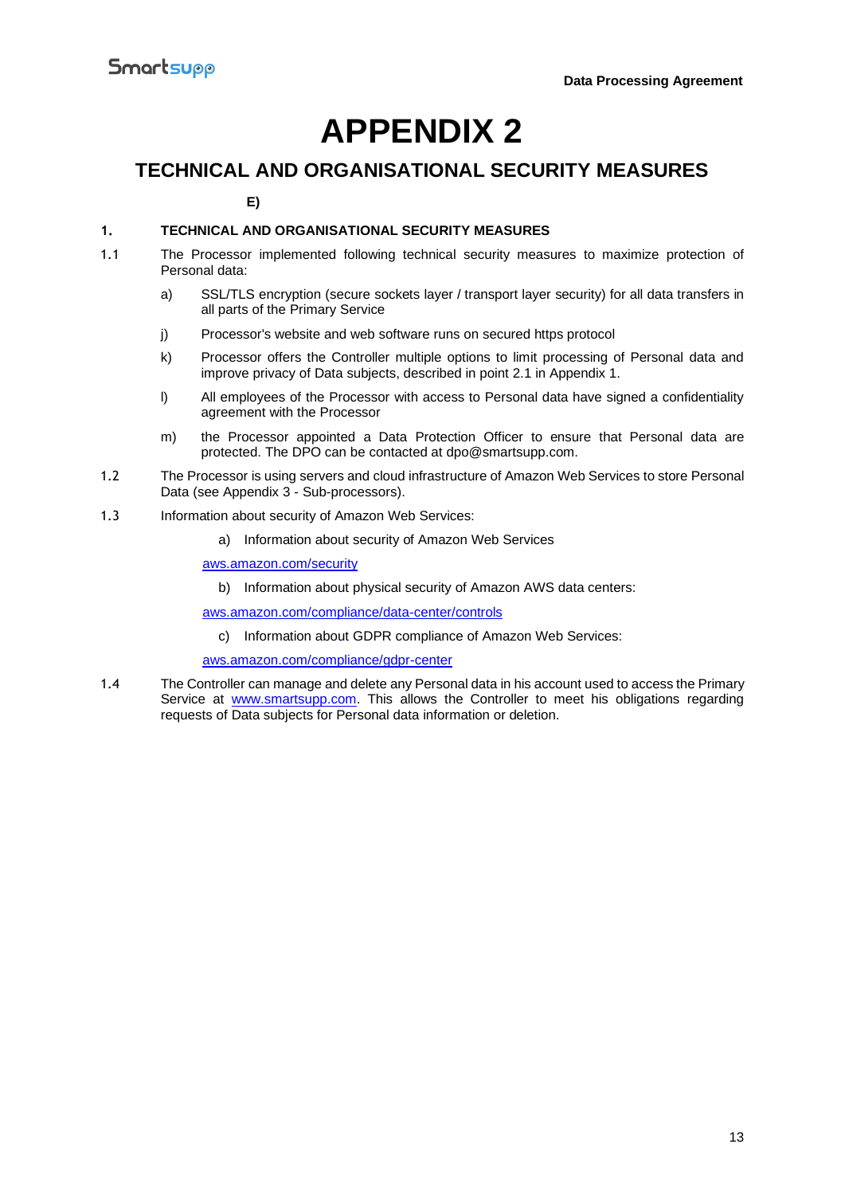# APPENDIX 2

## TECHNICAL AND ORGANISATIONAL SECURITY MEASURES

**E)**

**1. TECHNICAL AND ORGANISATIONAL SECURITY MEASURES**

1.1 The Processor implemented following technical security measures to maximize protection of Personal data:

a) SSL/TLS encryption (secure sockets layer / transport layer security) for all data transfers in all parts of the Primary Service

j) Processor's website and web software runs on secured https protocol

k) Processor offers the Controller multiple options to limit processing of Personal data and improve privacy of Data subjects, described in point 2.1 in Appendix 1.

l) All employees of the Processor with access to Personal data have signed a confidentiality agreement with the Processor

m) the Processor appointed a Data Protection Officer to ensure that Personal data are protected. The DPO can be contacted at dpo@smartsupp.com.

1.2 The Processor is using servers and cloud infrastructure of Amazon Web Services to store Personal Data (see Appendix 3 - Sub-processors).

1.3 Information about security of Amazon Web Services:

a) Information about security of Amazon Web Services

aws.amazon.com/security

b) Information about physical security of Amazon AWS data centers:

aws.amazon.com/compliance/data-center/controls

c) Information about GDPR compliance of Amazon Web Services:

aws.amazon.com/compliance/gdpr-center

1.4 The Controller can manage and delete any Personal data in his account used to access the Primary Service at www.smartsupp.com. This allows the Controller to meet his obligations regarding requests of Data subjects for Personal data information or deletion.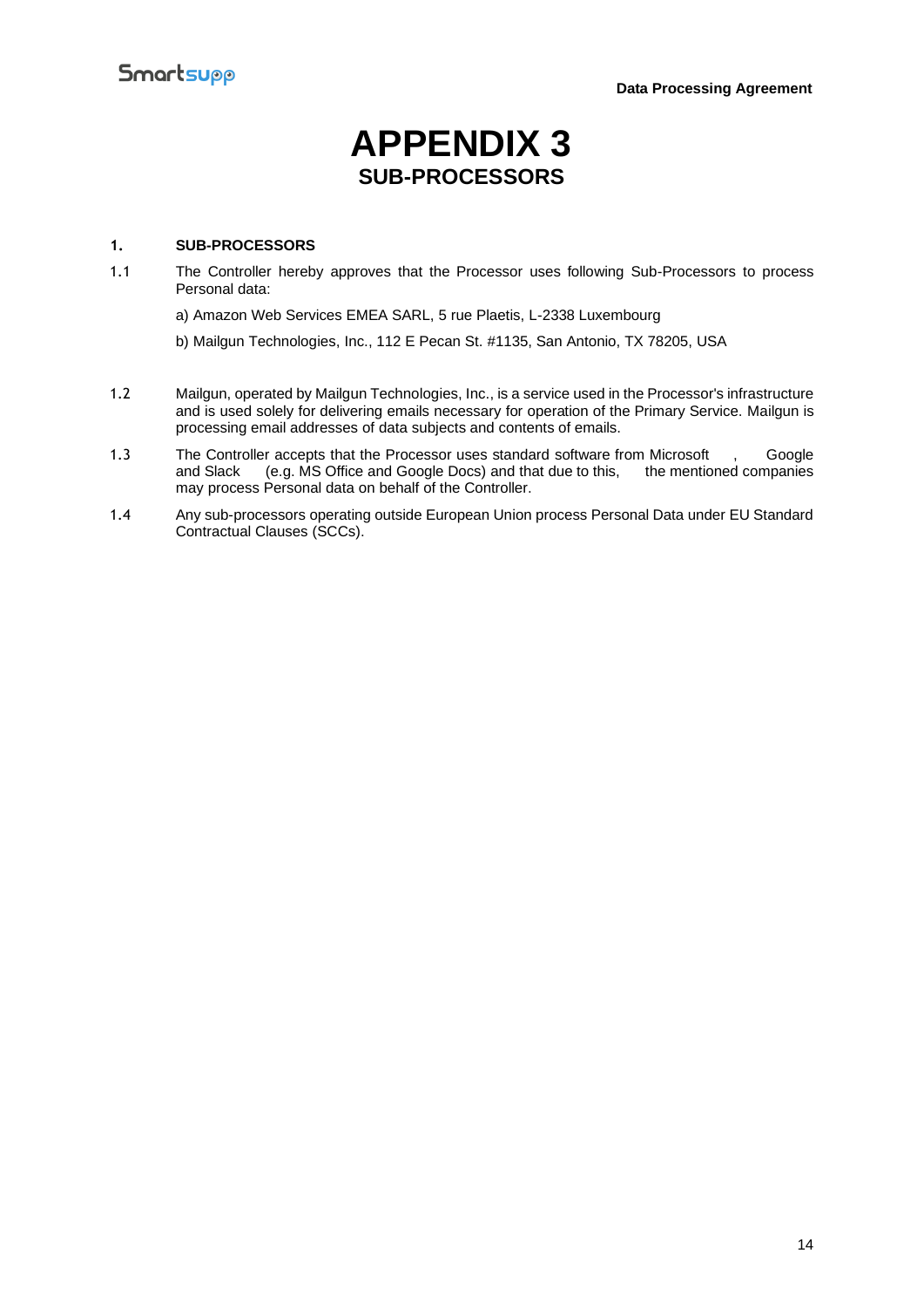# APPENDIX 3
## SUB-PROCESSORS

### 1. SUB-PROCESSORS

1.1 The Controller hereby approves that the Processor uses following Sub-Processors to process Personal data:

a) Amazon Web Services EMEA SARL, 5 rue Plaetis, L-2338 Luxembourg

b) Mailgun Technologies, Inc., 112 E Pecan St. #1135, San Antonio, TX 78205, USA

1.2 Mailgun, operated by Mailgun Technologies, Inc., is a service used in the Processor's infrastructure and is used solely for delivering emails necessary for operation of the Primary Service. Mailgun is processing email addresses of data subjects and contents of emails.

1.3 The Controller accepts that the Processor uses standard software from Microsoft , Google and Slack (e.g. MS Office and Google Docs) and that due to this, the mentioned companies may process Personal data on behalf of the Controller.

1.4 Any sub-processors operating outside European Union process Personal Data under EU Standard Contractual Clauses (SCCs).